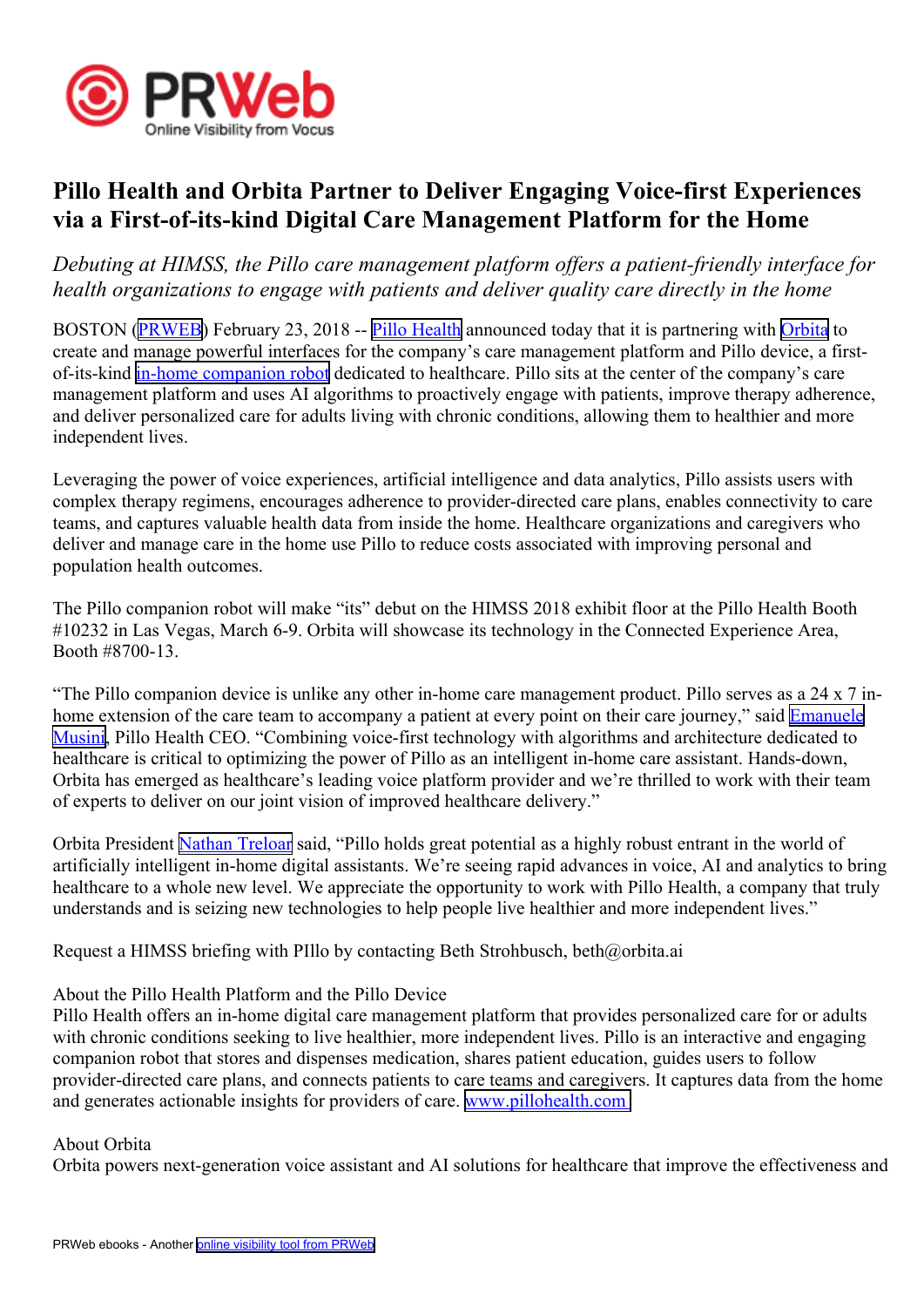# Pillo Health and Orbita Partner to Deliver Engaging Voice-first Experiences via a First-of-its-kind Digital Care Management Platform for the Home

*Debuting at HIMSS, the Pillo care management platform offers a patient-friendly interface for health organizations to engage with patients and deliver quality care directly in the home*

BOSTON (PRWEB) February 23, 2018 -- Pillo Health announced today that it is partnering with Orbita to create and manage powerful interfaces for the company's care management platform and Pillo device, a first-of-its-kind in-home companion robot dedicated to healthcare. Pillo sits at the center of the company's care management platform and uses AI algorithms to proactively engage with patients, improve therapy adherence, and deliver personalized care for adults living with chronic conditions, allowing them to healthier and more independent lives.

Leveraging the power of voice experiences, artificial intelligence and data analytics, Pillo assists users with complex therapy regimens, encourages adherence to provider-directed care plans, enables connectivity to care teams, and captures valuable health data from inside the home. Healthcare organizations and caregivers who deliver and manage care in the home use Pillo to reduce costs associated with improving personal and population health outcomes.

The Pillo companion robot will make "its" debut on the HIMSS 2018 exhibit floor at the Pillo Health Booth #10232 in Las Vegas, March 6-9. Orbita will showcase its technology in the Connected Experience Area, Booth #8700-13.

"The Pillo companion device is unlike any other in-home care management product. Pillo serves as a 24 x 7 in-home extension of the care team to accompany a patient at every point on their care journey," said Emanuele Musini, Pillo Health CEO. "Combining voice-first technology with algorithms and architecture dedicated to healthcare is critical to optimizing the power of Pillo as an intelligent in-home care assistant. Hands-down, Orbita has emerged as healthcare's leading voice platform provider and we're thrilled to work with their team of experts to deliver on our joint vision of improved healthcare delivery."

Orbita President Nathan Treloar said, "Pillo holds great potential as a highly robust entrant in the world of artificially intelligent in-home digital assistants. We're seeing rapid advances in voice, AI and analytics to bring healthcare to a whole new level. We appreciate the opportunity to work with Pillo Health, a company that truly understands and is seizing new technologies to help people live healthier and more independent lives."

Request a HIMSS briefing with PIllo by contacting Beth Strohbusch, beth@orbita.ai

About the Pillo Health Platform and the Pillo Device
Pillo Health offers an in-home digital care management platform that provides personalized care for or adults with chronic conditions seeking to live healthier, more independent lives. Pillo is an interactive and engaging companion robot that stores and dispenses medication, shares patient education, guides users to follow provider-directed care plans, and connects patients to care teams and caregivers. It captures data from the home and generates actionable insights for providers of care. www.pillohealth.com

About Orbita
Orbita powers next-generation voice assistant and AI solutions for healthcare that improve the effectiveness and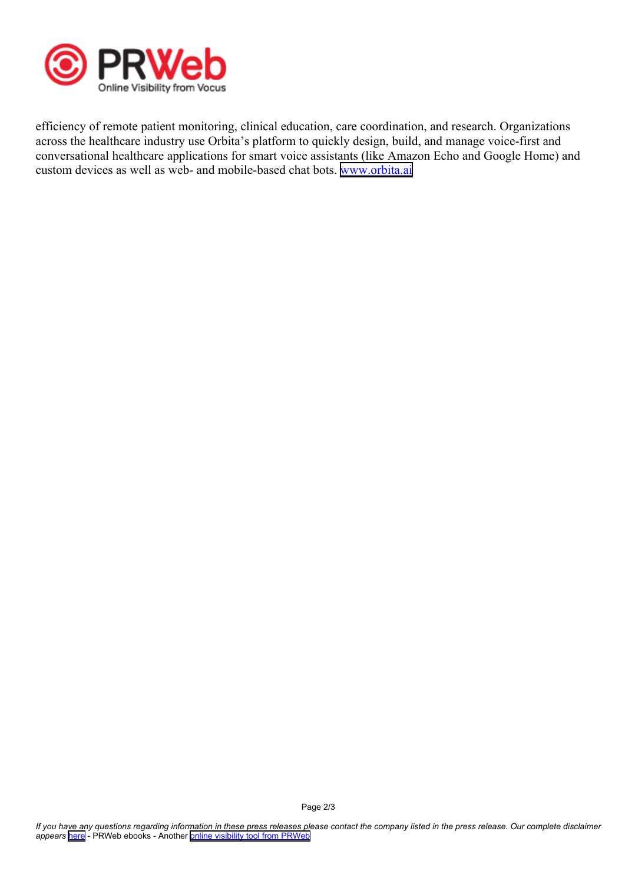efficiency of remote patient monitoring, clinical education, care coordination, and research. Organizations across the healthcare industry use Orbita's platform to quickly design, build, and manage voice-first and conversational healthcare applications for smart voice assistants (like Amazon Echo and Google Home) and custom devices as well as web- and mobile-based chat bots. [www.orbita.ai](http://www.orbita.ai)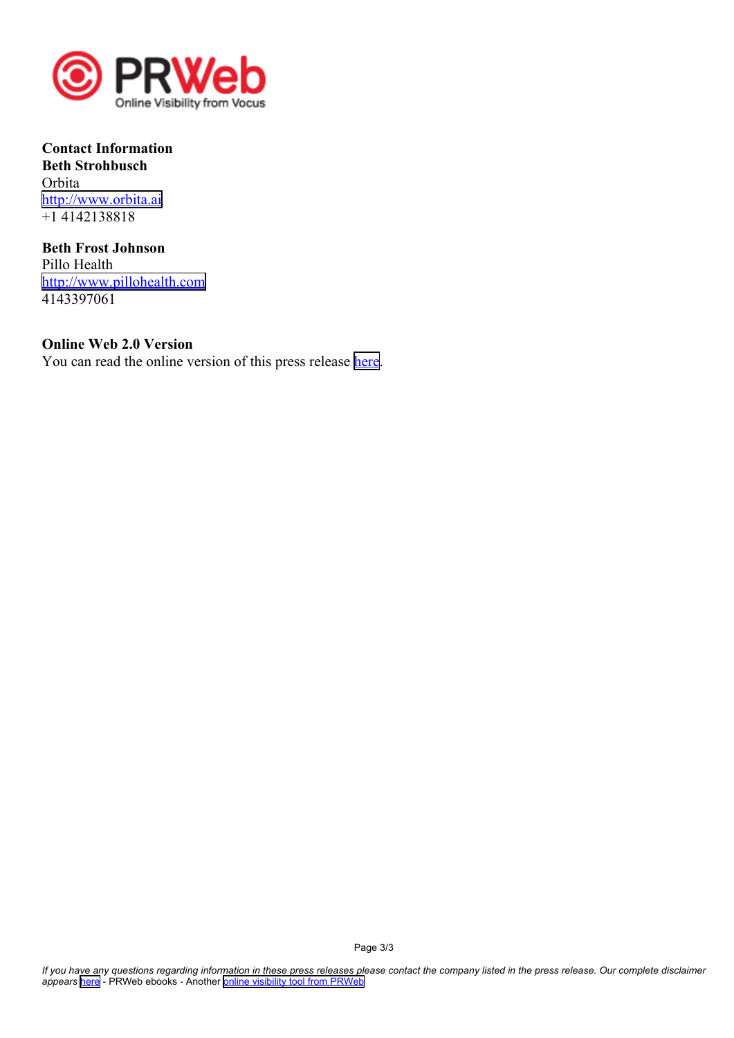**Contact Information**
**Beth Strohbusch**
Orbita
http://www.orbita.ai
+1 4142138818

**Beth Frost Johnson**
Pillo Health
http://www.pillohealth.com
4143397061

**Online Web 2.0 Version**
You can read the online version of this press release here.

*If you have any questions regarding information in these press releases please contact the company listed in the press release. Our complete disclaimer appears here* - PRWeb ebooks - Another online visibility tool from PRWeb